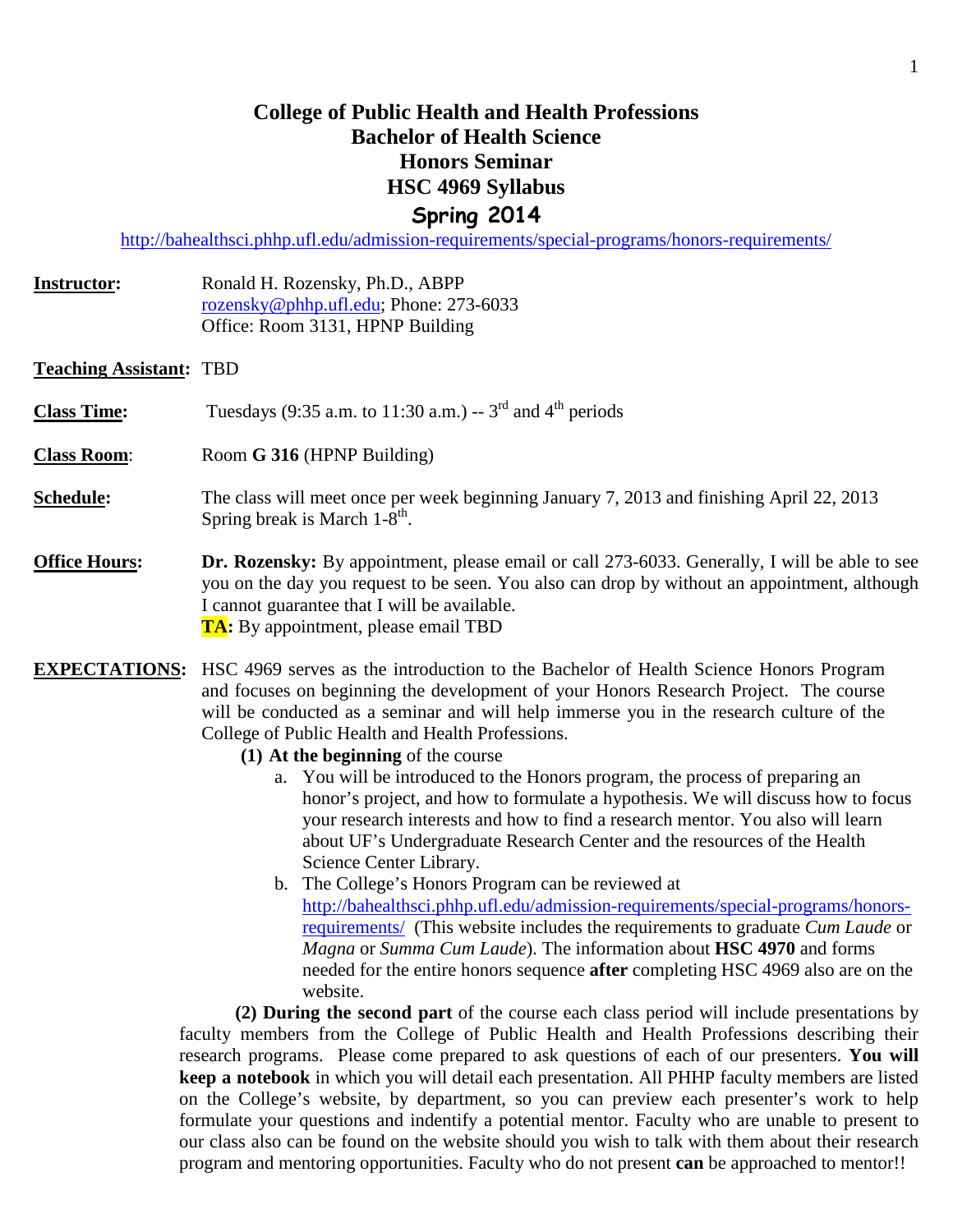# College of Public Health and Health Professions
# Bachelor of Health Science
# Honors Seminar
# HSC 4969 Syllabus
# Spring 2014

http://bahealthsci.phhp.ufl.edu/admission-requirements/special-programs/honors-requirements/

**Instructor:** Ronald H. Rozensky, Ph.D., ABPP
rozensky@phhp.ufl.edu; Phone: 273-6033
Office: Room 3131, HPNP Building

**Teaching Assistant:** TBD

**Class Time:** Tuesdays (9:35 a.m. to 11:30 a.m.) -- 3rd and 4th periods

**Class Room**: Room **G 316** (HPNP Building)

**Schedule:** The class will meet once per week beginning January 7, 2013 and finishing April 22, 2013 Spring break is March 1-8th.

**Office Hours:** **Dr. Rozensky:** By appointment, please email or call 273-6033. Generally, I will be able to see you on the day you request to be seen. You also can drop by without an appointment, although I cannot guarantee that I will be available.
**TA:** By appointment, please email TBD

**EXPECTATIONS:** HSC 4969 serves as the introduction to the Bachelor of Health Science Honors Program and focuses on beginning the development of your Honors Research Project. The course will be conducted as a seminar and will help immerse you in the research culture of the College of Public Health and Health Professions.

**(1) At the beginning** of the course

a. You will be introduced to the Honors program, the process of preparing an honor's project, and how to formulate a hypothesis. We will discuss how to focus your research interests and how to find a research mentor. You also will learn about UF's Undergraduate Research Center and the resources of the Health Science Center Library.

b. The College's Honors Program can be reviewed at http://bahealthsci.phhp.ufl.edu/admission-requirements/special-programs/honors-requirements/ (This website includes the requirements to graduate *Cum Laude* or *Magna* or *Summa Cum Laude*). The information about **HSC 4970** and forms needed for the entire honors sequence **after** completing HSC 4969 also are on the website.

**(2) During the second part** of the course each class period will include presentations by faculty members from the College of Public Health and Health Professions describing their research programs. Please come prepared to ask questions of each of our presenters. **You will keep a notebook** in which you will detail each presentation. All PHHP faculty members are listed on the College's website, by department, so you can preview each presenter's work to help formulate your questions and indentify a potential mentor. Faculty who are unable to present to our class also can be found on the website should you wish to talk with them about their research program and mentoring opportunities. Faculty who do not present **can** be approached to mentor!!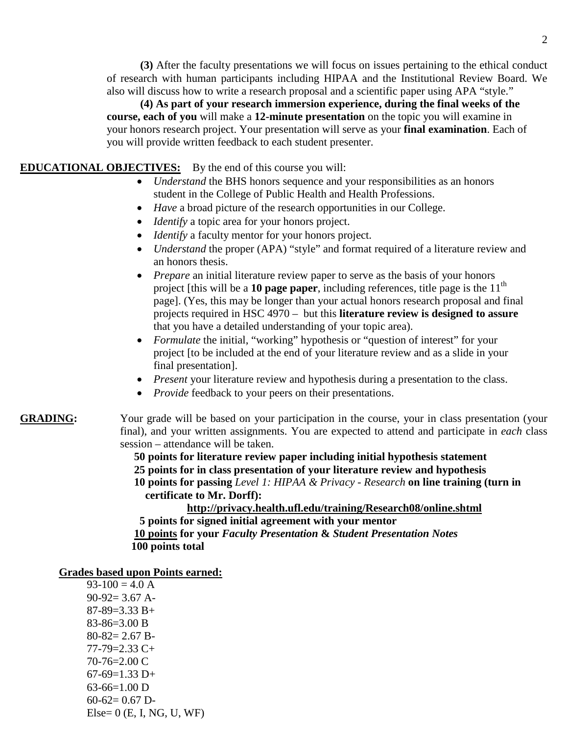**(3)** After the faculty presentations we will focus on issues pertaining to the ethical conduct of research with human participants including HIPAA and the Institutional Review Board. We also will discuss how to write a research proposal and a scientific paper using APA "style."

**(4) As part of your research immersion experience, during the final weeks of the course, each of you** will make a **12-minute presentation** on the topic you will examine in your honors research project. Your presentation will serve as your **final examination**. Each of you will provide written feedback to each student presenter.

**EDUCATIONAL OBJECTIVES:** By the end of this course you will:

- *Understand* the BHS honors sequence and your responsibilities as an honors student in the College of Public Health and Health Professions.
- *Have* a broad picture of the research opportunities in our College.
- *Identify* a topic area for your honors project.
- *Identify* a faculty mentor for your honors project.
- *Understand* the proper (APA) "style" and format required of a literature review and an honors thesis.
- *Prepare* an initial literature review paper to serve as the basis of your honors project [this will be a **10 page paper**, including references, title page is the 11th page]. (Yes, this may be longer than your actual honors research proposal and final projects required in HSC 4970 – but this **literature review is designed to assure** that you have a detailed understanding of your topic area).
- *Formulate* the initial, "working" hypothesis or "question of interest" for your project [to be included at the end of your literature review and as a slide in your final presentation].
- *Present* your literature review and hypothesis during a presentation to the class.
- *Provide* feedback to your peers on their presentations.

**GRADING:** Your grade will be based on your participation in the course, your in class presentation (your final), and your written assignments. You are expected to attend and participate in *each* class session – attendance will be taken.

**50 points for literature review paper including initial hypothesis statement**
**25 points for in class presentation of your literature review and hypothesis**
**10 points for passing** *Level 1: HIPAA & Privacy - Research* **on line training (turn in certificate to Mr. Dorff):**
**http://privacy.health.ufl.edu/training/Research08/online.shtml**
**5 points for signed initial agreement with your mentor**
**10 points for your** ***Faculty Presentation*** **&** ***Student Presentation Notes***
**100 points total**

**Grades based upon Points earned:**

93-100 = 4.0 A
90-92= 3.67 A-
87-89=3.33 B+
83-86=3.00 B
80-82= 2.67 B-
77-79=2.33 C+
70-76=2.00 C
67-69=1.33 D+
63-66=1.00 D
60-62= 0.67 D-
Else= 0 (E, I, NG, U, WF)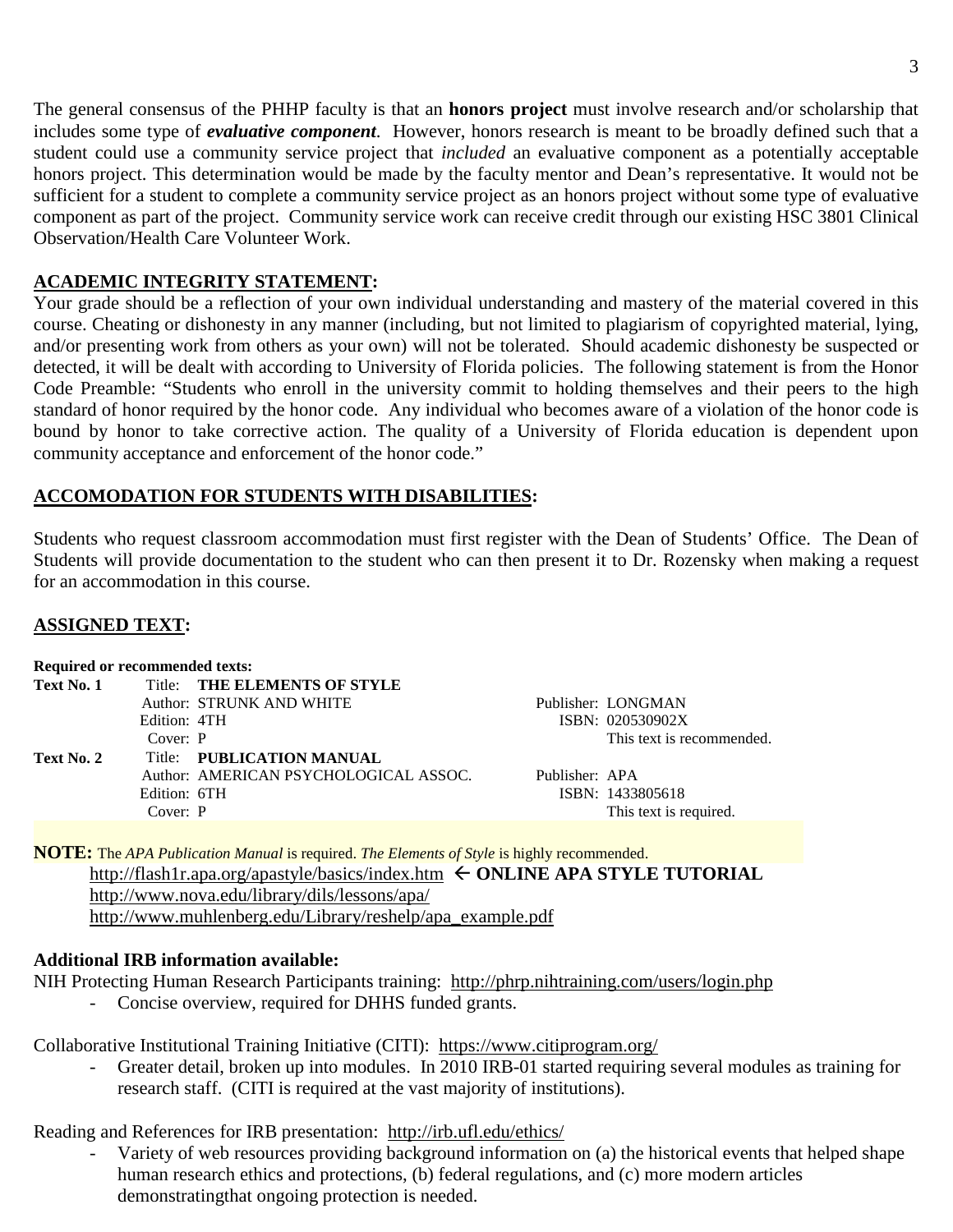The general consensus of the PHHP faculty is that an **honors project** must involve research and/or scholarship that includes some type of ***evaluative component***. However, honors research is meant to be broadly defined such that a student could use a community service project that *included* an evaluative component as a potentially acceptable honors project. This determination would be made by the faculty mentor and Dean's representative. It would not be sufficient for a student to complete a community service project as an honors project without some type of evaluative component as part of the project. Community service work can receive credit through our existing HSC 3801 Clinical Observation/Health Care Volunteer Work.

## ACADEMIC INTEGRITY STATEMENT:

Your grade should be a reflection of your own individual understanding and mastery of the material covered in this course. Cheating or dishonesty in any manner (including, but not limited to plagiarism of copyrighted material, lying, and/or presenting work from others as your own) will not be tolerated. Should academic dishonesty be suspected or detected, it will be dealt with according to University of Florida policies. The following statement is from the Honor Code Preamble: "Students who enroll in the university commit to holding themselves and their peers to the high standard of honor required by the honor code. Any individual who becomes aware of a violation of the honor code is bound by honor to take corrective action. The quality of a University of Florida education is dependent upon community acceptance and enforcement of the honor code."

## ACCOMODATION FOR STUDENTS WITH DISABILITIES:

Students who request classroom accommodation must first register with the Dean of Students' Office. The Dean of Students will provide documentation to the student who can then present it to Dr. Rozensky when making a request for an accommodation in this course.

## ASSIGNED TEXT:

**Required or recommended texts:**

| | | | | |
|---|---|---|---|---|
| **Text No. 1** | Title: | **THE ELEMENTS OF STYLE** | | |
| | Author: | STRUNK AND WHITE | Publisher: | LONGMAN |
| | Edition: | 4TH | ISBN: | 020530902X |
| | Cover: | P | | This text is recommended. |
| **Text No. 2** | Title: | **PUBLICATION MANUAL** | | |
| | Author: | AMERICAN PSYCHOLOGICAL ASSOC. | Publisher: | APA |
| | Edition: | 6TH | ISBN: | 1433805618 |
| | Cover: | P | | This text is required. |

**NOTE:** The *APA Publication Manual* is required. *The Elements of Style* is highly recommended.

http://flash1r.apa.org/apastyle/basics/index.htm ← **ONLINE APA STYLE TUTORIAL**
http://www.nova.edu/library/dils/lessons/apa/
http://www.muhlenberg.edu/Library/reshelp/apa_example.pdf

**Additional IRB information available:**

NIH Protecting Human Research Participants training: http://phrp.nihtraining.com/users/login.php

- Concise overview, required for DHHS funded grants.

Collaborative Institutional Training Initiative (CITI): https://www.citiprogram.org/

- Greater detail, broken up into modules. In 2010 IRB-01 started requiring several modules as training for research staff. (CITI is required at the vast majority of institutions).

Reading and References for IRB presentation: http://irb.ufl.edu/ethics/

- Variety of web resources providing background information on (a) the historical events that helped shape human research ethics and protections, (b) federal regulations, and (c) more modern articles demonstratingthat ongoing protection is needed.